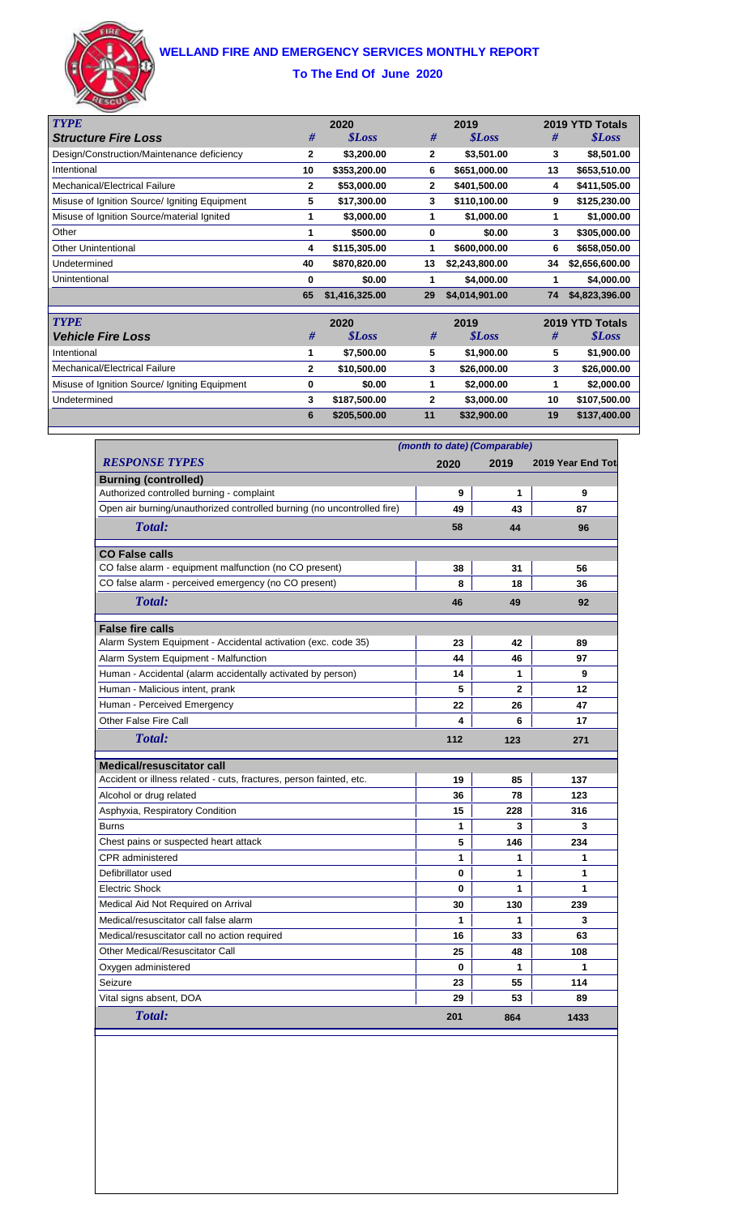# WELLAND FIRE AND EMERGENCY SERVICES MONTHLY REPORT

## To The End Of June 2020

| *TYPE* | | 2020 | | 2019 | | 2019 YTD Totals |
|---|---|---|---|---|---|---|
| ***Structure Fire Loss*** | *#* | *$Loss* | *#* | *$Loss* | *#* | *$Loss* |
| Design/Construction/Maintenance deficiency | 2 | $3,200.00 | 2 | $3,501.00 | 3 | $8,501.00 |
| Intentional | 10 | $353,200.00 | 6 | $651,000.00 | 13 | $653,510.00 |
| Mechanical/Electrical Failure | 2 | $53,000.00 | 2 | $401,500.00 | 4 | $411,505.00 |
| Misuse of Ignition Source/ Igniting Equipment | 5 | $17,300.00 | 3 | $110,100.00 | 9 | $125,230.00 |
| Misuse of Ignition Source/material Ignited | 1 | $3,000.00 | 1 | $1,000.00 | 1 | $1,000.00 |
| Other | 1 | $500.00 | 0 | $0.00 | 3 | $305,000.00 |
| Other Unintentional | 4 | $115,305.00 | 1 | $600,000.00 | 6 | $658,050.00 |
| Undetermined | 40 | $870,820.00 | 13 | $2,243,800.00 | 34 | $2,656,600.00 |
| Unintentional | 0 | $0.00 | 1 | $4,000.00 | 1 | $4,000.00 |
| | 65 | $1,416,325.00 | 29 | $4,014,901.00 | 74 | $4,823,396.00 |

| *TYPE* | | 2020 | | 2019 | | 2019 YTD Totals |
|---|---|---|---|---|---|---|
| ***Vehicle Fire Loss*** | *#* | *$Loss* | *#* | *$Loss* | *#* | *$Loss* |
| Intentional | 1 | $7,500.00 | 5 | $1,900.00 | 5 | $1,900.00 |
| Mechanical/Electrical Failure | 2 | $10,500.00 | 3 | $26,000.00 | 3 | $26,000.00 |
| Misuse of Ignition Source/ Igniting Equipment | 0 | $0.00 | 1 | $2,000.00 | 1 | $2,000.00 |
| Undetermined | 3 | $187,500.00 | 2 | $3,000.00 | 10 | $107,500.00 |
| | 6 | $205,500.00 | 11 | $32,900.00 | 19 | $137,400.00 |

| | *(month to date) (Comparable)* | | |
|---|---|---|---|
| ***RESPONSE TYPES*** | 2020 | 2019 | 2019 Year End Tot |
| **Burning (controlled)** | | | |
| Authorized controlled burning - complaint | 9 | 1 | 9 |
| Open air burning/unauthorized controlled burning (no uncontrolled fire) | 49 | 43 | 87 |
| ***Total:*** | 58 | 44 | 96 |
| **CO False calls** | | | |
| CO false alarm - equipment malfunction (no CO present) | 38 | 31 | 56 |
| CO false alarm - perceived emergency (no CO present) | 8 | 18 | 36 |
| ***Total:*** | 46 | 49 | 92 |
| **False fire calls** | | | |
| Alarm System Equipment - Accidental activation (exc. code 35) | 23 | 42 | 89 |
| Alarm System Equipment - Malfunction | 44 | 46 | 97 |
| Human - Accidental (alarm accidentally activated by person) | 14 | 1 | 9 |
| Human - Malicious intent, prank | 5 | 2 | 12 |
| Human - Perceived Emergency | 22 | 26 | 47 |
| Other False Fire Call | 4 | 6 | 17 |
| ***Total:*** | 112 | 123 | 271 |
| **Medical/resuscitator call** | | | |
| Accident or illness related - cuts, fractures, person fainted, etc. | 19 | 85 | 137 |
| Alcohol or drug related | 36 | 78 | 123 |
| Asphyxia, Respiratory Condition | 15 | 228 | 316 |
| Burns | 1 | 3 | 3 |
| Chest pains or suspected heart attack | 5 | 146 | 234 |
| CPR administered | 1 | 1 | 1 |
| Defibrillator used | 0 | 1 | 1 |
| Electric Shock | 0 | 1 | 1 |
| Medical Aid Not Required on Arrival | 30 | 130 | 239 |
| Medical/resuscitator call false alarm | 1 | 1 | 3 |
| Medical/resuscitator call no action required | 16 | 33 | 63 |
| Other Medical/Resuscitator Call | 25 | 48 | 108 |
| Oxygen administered | 0 | 1 | 1 |
| Seizure | 23 | 55 | 114 |
| Vital signs absent, DOA | 29 | 53 | 89 |
| ***Total:*** | 201 | 864 | 1433 |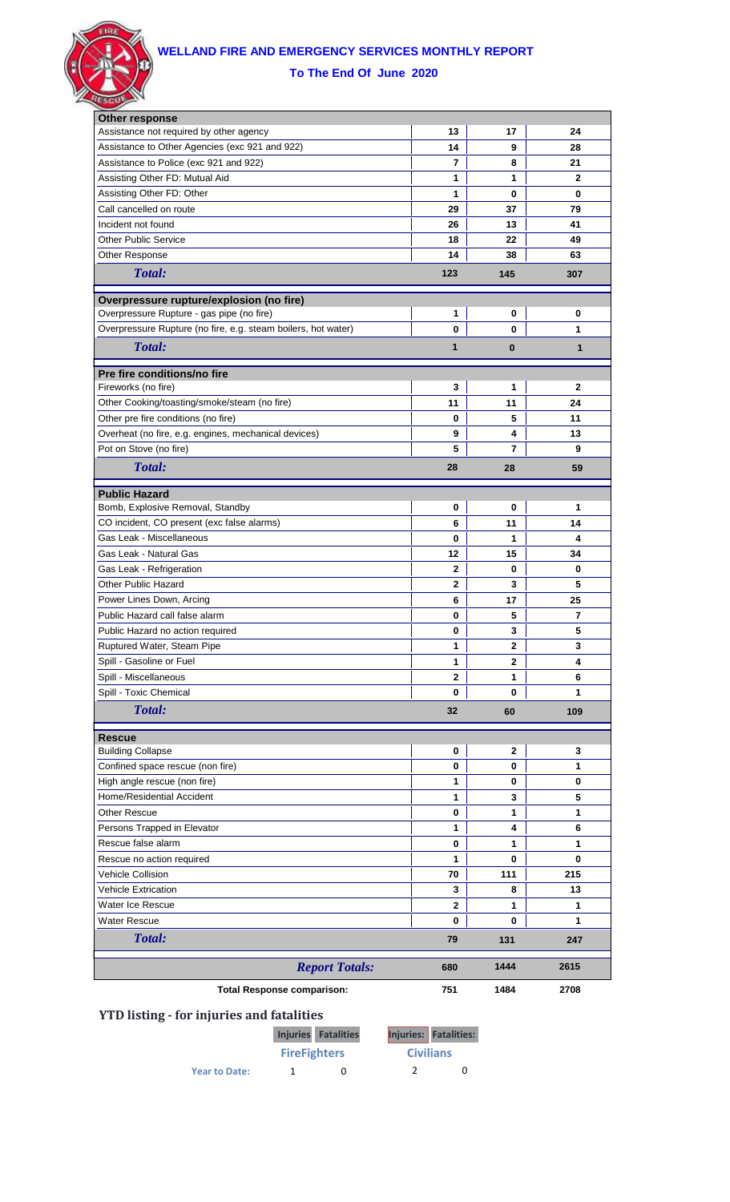# WELLAND FIRE AND EMERGENCY SERVICES MONTHLY REPORT

## To The End Of June 2020

| | | | |
|---|---|---|---|
| **Other response** | | | |
| Assistance not required by other agency | 13 | 17 | 24 |
| Assistance to Other Agencies (exc 921 and 922) | 14 | 9 | 28 |
| Assistance to Police (exc 921 and 922) | 7 | 8 | 21 |
| Assisting Other FD: Mutual Aid | 1 | 1 | 2 |
| Assisting Other FD: Other | 1 | 0 | 0 |
| Call cancelled on route | 29 | 37 | 79 |
| Incident not found | 26 | 13 | 41 |
| Other Public Service | 18 | 22 | 49 |
| Other Response | 14 | 38 | 63 |
| ***Total:*** | 123 | 145 | 307 |
| **Overpressure rupture/explosion (no fire)** | | | |
| Overpressure Rupture - gas pipe (no fire) | 1 | 0 | 0 |
| Overpressure Rupture (no fire, e.g. steam boilers, hot water) | 0 | 0 | 1 |
| ***Total:*** | 1 | 0 | 1 |
| **Pre fire conditions/no fire** | | | |
| Fireworks (no fire) | 3 | 1 | 2 |
| Other Cooking/toasting/smoke/steam (no fire) | 11 | 11 | 24 |
| Other pre fire conditions (no fire) | 0 | 5 | 11 |
| Overheat (no fire, e.g. engines, mechanical devices) | 9 | 4 | 13 |
| Pot on Stove (no fire) | 5 | 7 | 9 |
| ***Total:*** | 28 | 28 | 59 |
| **Public Hazard** | | | |
| Bomb, Explosive Removal, Standby | 0 | 0 | 1 |
| CO incident, CO present (exc false alarms) | 6 | 11 | 14 |
| Gas Leak - Miscellaneous | 0 | 1 | 4 |
| Gas Leak - Natural Gas | 12 | 15 | 34 |
| Gas Leak - Refrigeration | 2 | 0 | 0 |
| Other Public Hazard | 2 | 3 | 5 |
| Power Lines Down, Arcing | 6 | 17 | 25 |
| Public Hazard call false alarm | 0 | 5 | 7 |
| Public Hazard no action required | 0 | 3 | 5 |
| Ruptured Water, Steam Pipe | 1 | 2 | 3 |
| Spill - Gasoline or Fuel | 1 | 2 | 4 |
| Spill - Miscellaneous | 2 | 1 | 6 |
| Spill - Toxic Chemical | 0 | 0 | 1 |
| ***Total:*** | 32 | 60 | 109 |
| **Rescue** | | | |
| Building Collapse | 0 | 2 | 3 |
| Confined space rescue (non fire) | 0 | 0 | 1 |
| High angle rescue (non fire) | 1 | 0 | 0 |
| Home/Residential Accident | 1 | 3 | 5 |
| Other Rescue | 0 | 1 | 1 |
| Persons Trapped in Elevator | 1 | 4 | 6 |
| Rescue false alarm | 0 | 1 | 1 |
| Rescue no action required | 1 | 0 | 0 |
| Vehicle Collision | 70 | 111 | 215 |
| Vehicle Extrication | 3 | 8 | 13 |
| Water Ice Rescue | 2 | 1 | 1 |
| Water Rescue | 0 | 0 | 1 |
| ***Total:*** | 79 | 131 | 247 |
| ***Report Totals:*** | 680 | 1444 | 2615 |
| **Total Response comparison:** | 751 | 1484 | 2708 |

### YTD listing - for injuries and fatalities

| | FireFighters | | Civilians | |
|---|---|---|---|---|
| | Injuries | Fatalities | Injuries: | Fatalities: |
| Year to Date: | 1 | 0 | 2 | 0 |